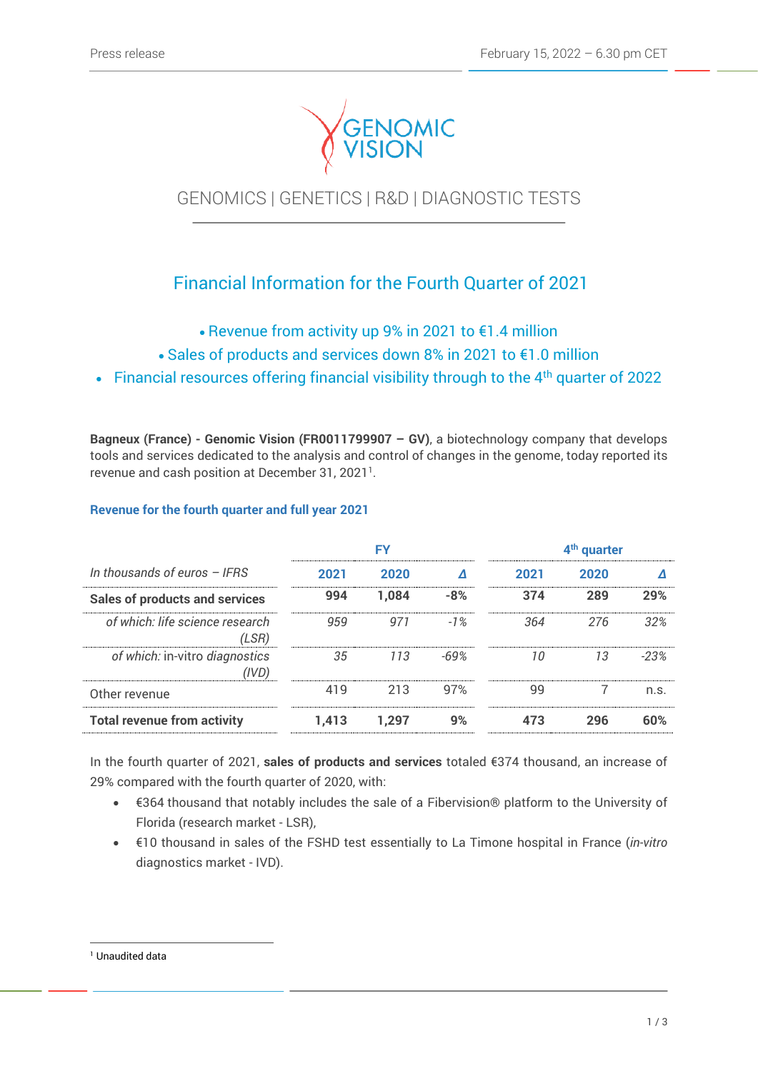Press release February 15, 2022 – 6.30 pm CET

GENOMIC VISION

GENOMICS | GENETICS | R&D | DIAGNOSTIC TESTS

# Financial Information for the Fourth Quarter of 2021

- Revenue from activity up 9% in 2021 to €1.4 million
- Sales of products and services down 8% in 2021 to €1.0 million
- Financial resources offering financial visibility through to the 4th quarter of 2022

**Bagneux (France) - Genomic Vision (FR0011799907 – GV)**, a biotechnology company that develops tools and services dedicated to the analysis and control of changes in the genome, today reported its revenue and cash position at December 31, 2021[1].

### Revenue for the fourth quarter and full year 2021

| *In thousands of euros – IFRS* | FY | | | 4th quarter | | |
|---|---|---|---|---|---|---|
| | **2021** | **2020** | **Δ** | **2021** | **2020** | **Δ** |
| **Sales of products and services** | **994** | **1,084** | **-8%** | **374** | **289** | **29%** |
| *of which: life science research (LSR)* | *959* | *971* | *-1%* | *364* | *276* | *32%* |
| *of which:* in-vitro *diagnostics (IVD)* | *35* | *113* | *-69%* | *10* | *13* | *-23%* |
| Other revenue | 419 | 213 | 97% | 99 | 7 | n.s. |
| **Total revenue from activity** | **1,413** | **1,297** | **9%** | **473** | **296** | **60%** |

In the fourth quarter of 2021, **sales of products and services** totaled €374 thousand, an increase of 29% compared with the fourth quarter of 2020, with:

- €364 thousand that notably includes the sale of a Fibervision® platform to the University of Florida (research market - LSR),
- €10 thousand in sales of the FSHD test essentially to La Timone hospital in France (*in-vitro* diagnostics market - IVD).

[1] Unaudited data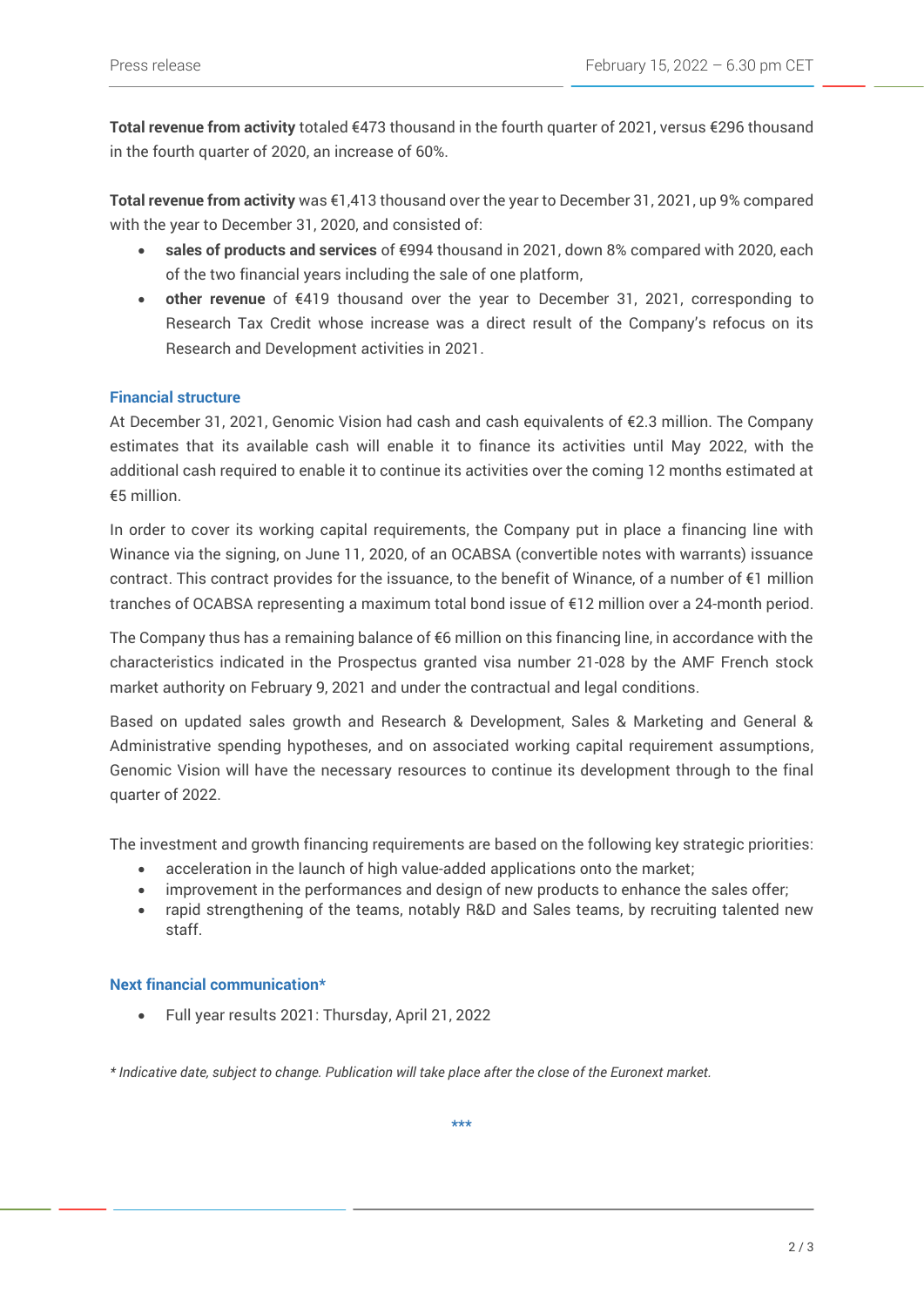**Total revenue from activity** totaled €473 thousand in the fourth quarter of 2021, versus €296 thousand in the fourth quarter of 2020, an increase of 60%.

**Total revenue from activity** was €1,413 thousand over the year to December 31, 2021, up 9% compared with the year to December 31, 2020, and consisted of:

- **sales of products and services** of €994 thousand in 2021, down 8% compared with 2020, each of the two financial years including the sale of one platform,
- **other revenue** of €419 thousand over the year to December 31, 2021, corresponding to Research Tax Credit whose increase was a direct result of the Company's refocus on its Research and Development activities in 2021.

### Financial structure

At December 31, 2021, Genomic Vision had cash and cash equivalents of €2.3 million. The Company estimates that its available cash will enable it to finance its activities until May 2022, with the additional cash required to enable it to continue its activities over the coming 12 months estimated at €5 million.

In order to cover its working capital requirements, the Company put in place a financing line with Winance via the signing, on June 11, 2020, of an OCABSA (convertible notes with warrants) issuance contract. This contract provides for the issuance, to the benefit of Winance, of a number of €1 million tranches of OCABSA representing a maximum total bond issue of €12 million over a 24-month period.

The Company thus has a remaining balance of €6 million on this financing line, in accordance with the characteristics indicated in the Prospectus granted visa number 21-028 by the AMF French stock market authority on February 9, 2021 and under the contractual and legal conditions.

Based on updated sales growth and Research & Development, Sales & Marketing and General & Administrative spending hypotheses, and on associated working capital requirement assumptions, Genomic Vision will have the necessary resources to continue its development through to the final quarter of 2022.

The investment and growth financing requirements are based on the following key strategic priorities:

- acceleration in the launch of high value-added applications onto the market;
- improvement in the performances and design of new products to enhance the sales offer;
- rapid strengthening of the teams, notably R&D and Sales teams, by recruiting talented new staff.

### Next financial communication*

- Full year results 2021: Thursday, April 21, 2022

*\* Indicative date, subject to change. Publication will take place after the close of the Euronext market.*

***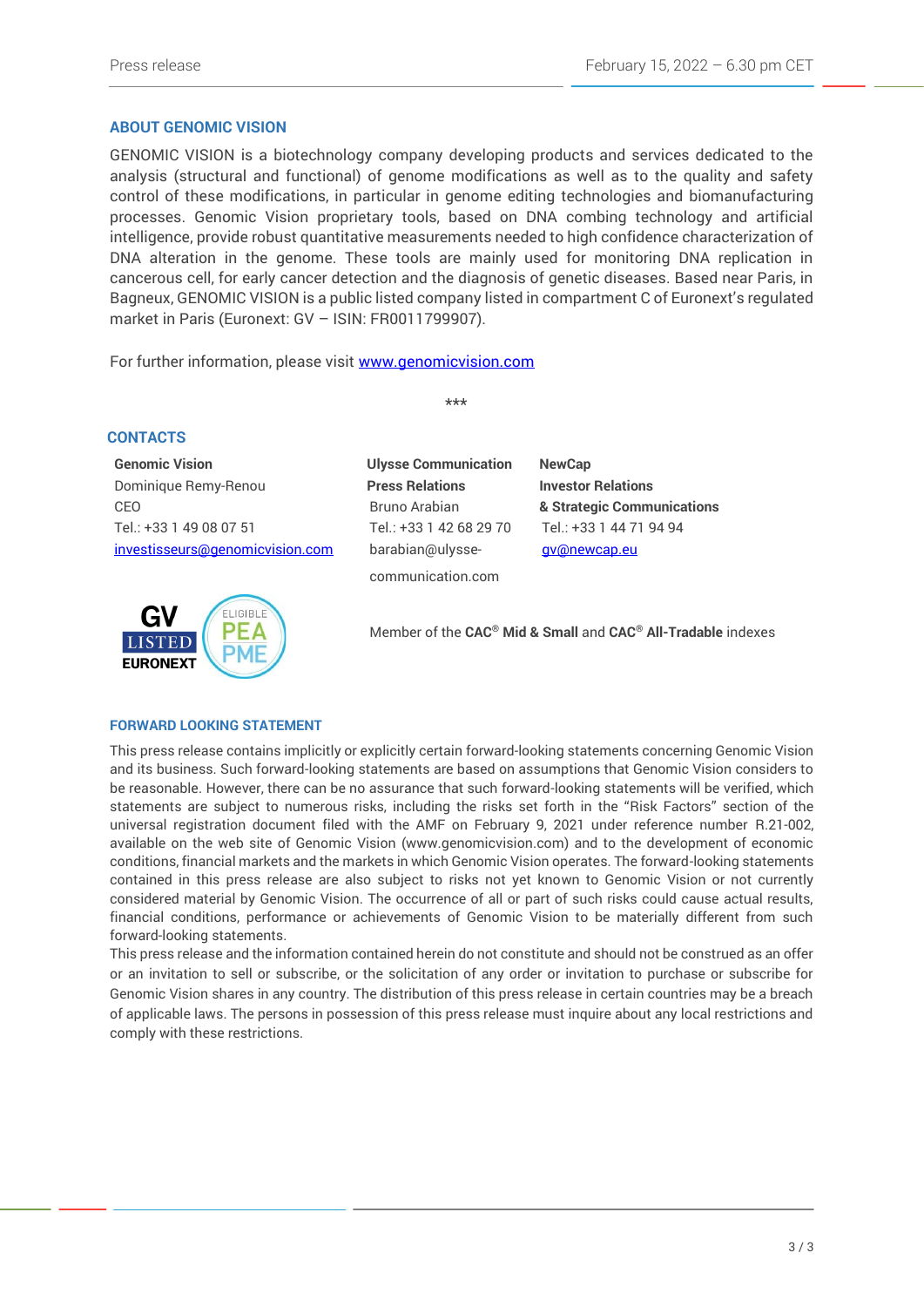## ABOUT GENOMIC VISION

GENOMIC VISION is a biotechnology company developing products and services dedicated to the analysis (structural and functional) of genome modifications as well as to the quality and safety control of these modifications, in particular in genome editing technologies and biomanufacturing processes. Genomic Vision proprietary tools, based on DNA combing technology and artificial intelligence, provide robust quantitative measurements needed to high confidence characterization of DNA alteration in the genome. These tools are mainly used for monitoring DNA replication in cancerous cell, for early cancer detection and the diagnosis of genetic diseases. Based near Paris, in Bagneux, GENOMIC VISION is a public listed company listed in compartment C of Euronext's regulated market in Paris (Euronext: GV – ISIN: FR0011799907).

For further information, please visit [www.genomicvision.com](http://www.genomicvision.com)

***

## CONTACTS

**Genomic Vision**
Dominique Remy-Renou
CEO
Tel.: +33 1 49 08 07 51
[investisseurs@genomicvision.com](mailto:investisseurs@genomicvision.com)

**Ulysse Communication**
**Press Relations**
Bruno Arabian
Tel.: +33 1 42 68 29 70
barabian@ulysse-communication.com

**NewCap**
**Investor Relations**
**& Strategic Communications**
Tel.: +33 1 44 71 94 94
[gv@newcap.eu](mailto:gv@newcap.eu)

GV LISTED EURONEXT — ELIGIBLE PEA PME

Member of the **CAC® Mid & Small** and **CAC® All-Tradable** indexes

## FORWARD LOOKING STATEMENT

This press release contains implicitly or explicitly certain forward-looking statements concerning Genomic Vision and its business. Such forward-looking statements are based on assumptions that Genomic Vision considers to be reasonable. However, there can be no assurance that such forward-looking statements will be verified, which statements are subject to numerous risks, including the risks set forth in the "Risk Factors" section of the universal registration document filed with the AMF on February 9, 2021 under reference number R.21-002, available on the web site of Genomic Vision (www.genomicvision.com) and to the development of economic conditions, financial markets and the markets in which Genomic Vision operates. The forward-looking statements contained in this press release are also subject to risks not yet known to Genomic Vision or not currently considered material by Genomic Vision. The occurrence of all or part of such risks could cause actual results, financial conditions, performance or achievements of Genomic Vision to be materially different from such forward-looking statements.

This press release and the information contained herein do not constitute and should not be construed as an offer or an invitation to sell or subscribe, or the solicitation of any order or invitation to purchase or subscribe for Genomic Vision shares in any country. The distribution of this press release in certain countries may be a breach of applicable laws. The persons in possession of this press release must inquire about any local restrictions and comply with these restrictions.